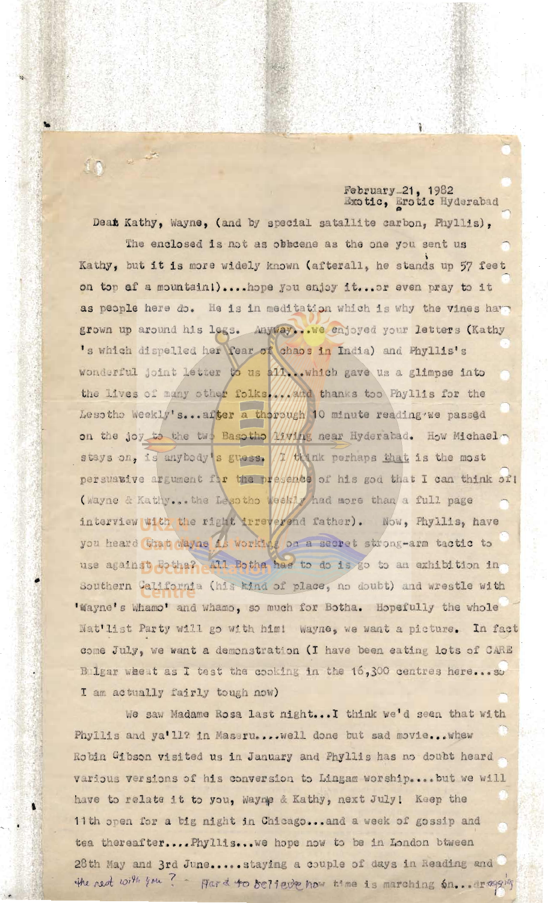February 21, 1982
Exotic, Erotic Hyderabad

Dear Kathy, Wayne, (and by special satallite carbon, Phyllis),

The enclosed is not as obbcene as the one you sent us Kathy, but it is more widely known (afterall, he stands up 57 feet on top of a mountain!)....hope you enjoy it...or even pray to it as people here do. He is in meditation which is why the vines have grown up around his legs. Anyway...we enjoyed your letters (Kathy's which dispelled her fear of chaos in India) and Phyllis's wonderful joint letter to us all...which gave us a glimpse into the lives of many other folks....and thanks too Phyllis for the Lesotho Weekly's...after a thorough 10 minute reading we passed on the joy to the two Basotho living near Hyderabad. How Michael stays on, is anybody's guess. I think perhaps that is the most persuasive argument for the presence of his god that I can think of! (Wayne & Kathy...the Lesotho Weekly had more than a full page interview with the right irreverend father). Now, Phyllis, have you heard that Wayne is working on a secret strong-arm tactic to use against Botha? All Botha has to do is go to an exhibition in Southern California (his kind of place, no doubt) and wrestle with 'Wayne's Whamo' and whamo, so much for Botha. Hopefully the whole Nat'list Party will go with him! Wayne, we want a picture. In fact come July, we want a demonstration (I have been eating lots of CARE Bulgar wheat as I test the cooking in the 16,300 centres here...so I am actually fairly tough now)

We saw Madame Rosa last night...I think we'd seen that with Phyllis and ya'll? in Maseru....well done but sad movie...whew Robin Gibson visited us in January and Phyllis has no doubt heard various versions of his conversion to Lingam worship....but we will have to relate it to you, Wayne & Kathy, next July! Keep the 11th open for a big night in Chicago...and a week of gossip and tea thereafter....Phyllis...we hope now to be in London btween 28th May and 3rd June.....staying a couple of days in Reading and the rest with you? - Hard to believe how time is marching on...dragging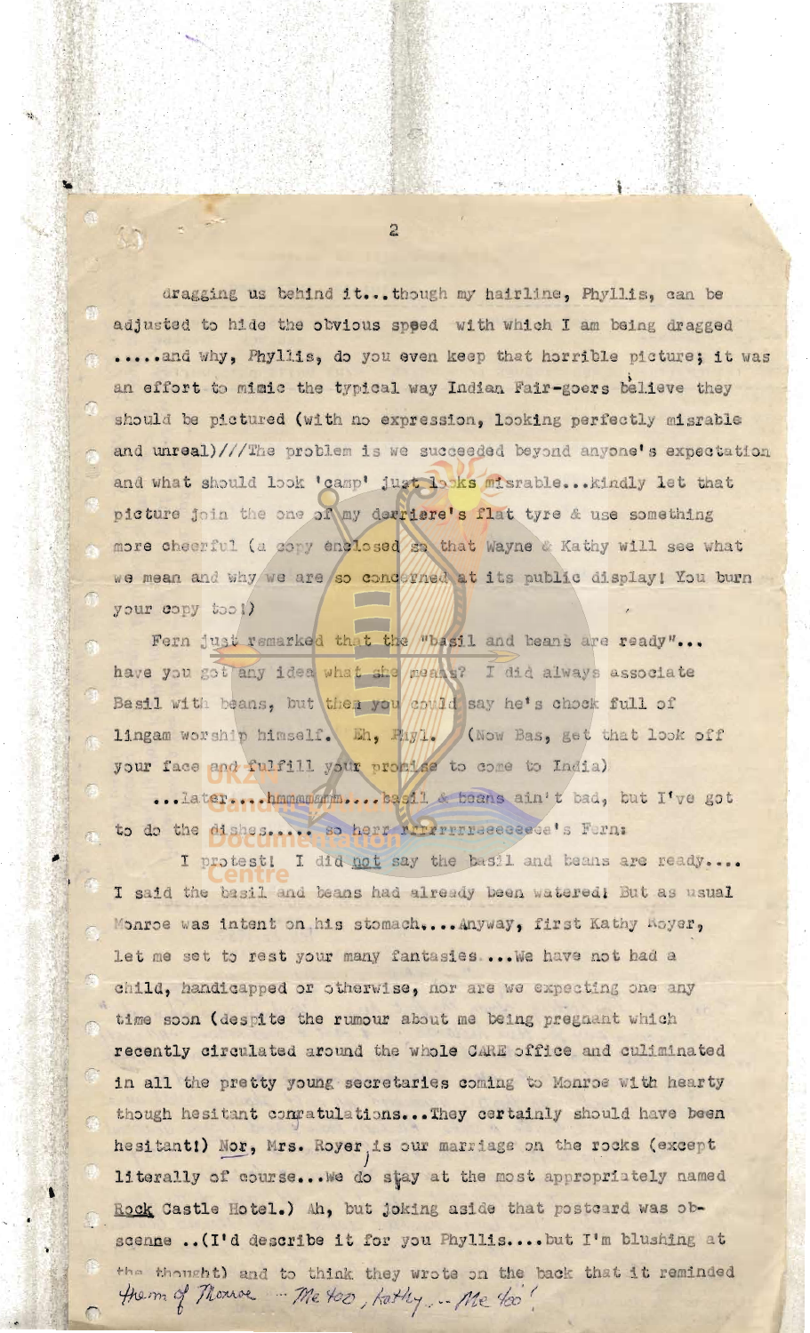dragging us behind it...though my hairline, Phyllis, can be adjusted to hide the obvious speed with which I am being dragged .....and why, Phyllis, do you even keep that horrible picture; it was an effort to mimic the typical way Indian Fair-goers believe they should be pictured (with no expression, looking perfectly misrable and unreal)///The problem is we succeeded beyond anyone's expectation and what should look 'camp' just looks misrable...kindly let that picture join the one of my derriere's flat tyre & use something more cheerful (a copy enclosed so that Wayne & Kathy will see what we mean and why we are so concerned at its public display! You burn your copy too!)

Fern just remarked that the "basil and beans are ready"... have you got any idea what she means? I did always associate Basil with beans, but then you could say he's chock full of lingam worship himself. Eh, Phyl. (Now Bas, get that look off your face and fulfill your promise to come to India)

...later....hmmmmmm....basil & beans ain't bad, but I've got to do the dishes..... so herr rrrrrrrreeeeeeee's Fern:

I protest! I did not say the basil and beans are ready.... I said the basil and beans had already been watered! But as usual Monroe was intent on his stomach....Anyway, first Kathy Royer, let me set to rest your many fantasies....We have not had a child, handicapped or otherwise, nor are we expecting one any time soon (despite the rumour about me being pregnant which recently circulated around the whole CARE office and culiminated in all the pretty young secretaries coming to Monroe with hearty though hesitant congratulations...They certainly should have been hesitant!) Nor, Mrs. Royer, is our marriage on the rocks (except literally of course...We do stay at the most appropriately named Rock Castle Hotel.) Ah, but joking aside that postcard was obscenne ..(I'd describe it for you Phyllis....but I'm blushing at the thought) and to think they wrote on the back that it reminded them of Monroe -- Me too, Kathy... Me too!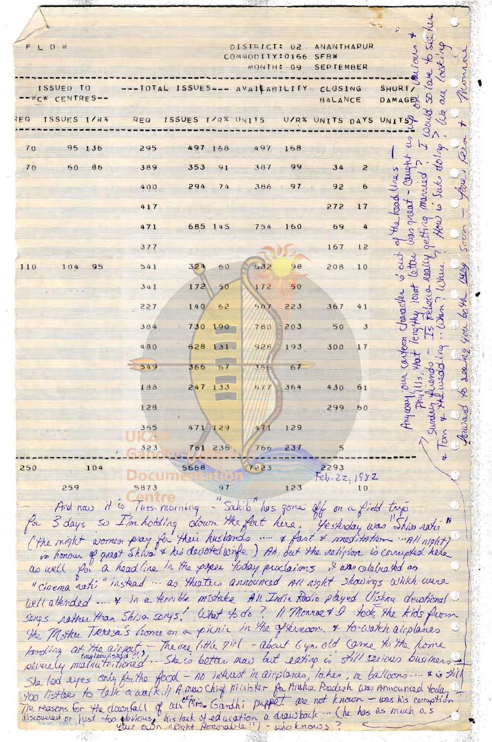FLOW

DISTRICT: 02 ANANTHAPUR
COMMODITY: 0166 SFBW
MONTH: 09 SEPTEMBER

| ISSUED TO WCW CENTRES | | | TOTAL ISSUES | | | AVAILABILITY | | CLOSING BALANCE | | SHORT/DAMAGE |
|---|---|---|---|---|---|---|---|---|---|---|
| REQ | ISSUES | I/R% | REQ | ISSUES | I/R% | UNITS | U/R% | UNITS | DAYS | UNITS |
| 70 | 95 | 136 | 295 | 497 | 168 | 497 | 168 | | | |
| 70 | 60 | 86 | 389 | 353 | 91 | 387 | 99 | 34 | 2 | |
| | | | 400 | 294 | 74 | 386 | 97 | 92 | 6 | |
| | | | 417 | | | | | 272 | 17 | |
| | | | 471 | 685 | 145 | 754 | 160 | 69 | 4 | |
| | | | 377 | | | | | 167 | 12 | |
| 110 | 104 | 95 | 541 | 324 | 60 | 532 | 98 | 208 | 10 | |
| | | | 341 | 172 | 50 | 172 | 50 | | | |
| | | | 227 | 140 | 62 | 507 | 223 | 367 | 41 | |
| | | | 384 | 730 | 190 | 780 | 203 | 50 | 3 | |
| | | | 480 | 628 | 131 | 928 | 193 | 300 | 17 | |
| | | | 549 | 366 | 67 | 366 | 67 | | | |
| | | | 186 | 247 | 133 | 677 | 364 | 430 | 61 | |
| | | | 128 | | | | | 299 | 60 | |
| | | | 365 | 471 | 129 | 471 | 129 | | | |
| | | | 323 | 761 | 236 | 766 | 237 | 5 | | |
| 250 | | 104 | | 5668 | | 7223 | | 2293 | | |
| | 259 | | 5873 | | 97 | | 123 | | 10 | |

Anyway, our cartoon character is out of the headlines — Phyllis, that lengthy joint letter was great - caught us up on various & Sunday friends — Is Rebecca really getting married? I would so love to see her & Tom & the wedding :: When? Where? How is Subs doing? We are looking forward to seeing you both very soon — Love, Kerm + Monroe

Feb. 22, 1982

And now it is Tues. morning - "Sahib" has gone off on a field trip for 3 days so I'm holding down the fort here. Yesterday was "Shiva rati" (the night women pray for their husbands .... & fast & meditation ...All night) in honour of great Shiva & his devoted wife) Ah, but the religion is corrupted here as well for a headline in the paper today proclaims it was celebrated as "cinema rati" instead ... as theaters announced All night showings which were well attended .... & in a terrible mistake All India Radio played Vishnu devotional songs rather than Shiva songs! What to do? // Monroe & I took the kids from the Mother Teresa's home on a picnic in the afternoon. & to watch airplanes landing at the airport, - The one little girl - about 6 yrs. old came to the home severely malnutritioned (malnourished?!) ... She is better now but eating is still serious business. She had eyes only for the food - no interest in airplanes, lakes, or balloons ... & is still too listless to talk a walk.// A new Chief Minister for Andhra Pradesh was announced today. The reasons for the downfall of our "Mrs. Gandhi puppet" are not known - was his corruption discovered or just too obvious, his lack of education a drawback ... (he has as much as your own "Right Honorable"!) - who knows?